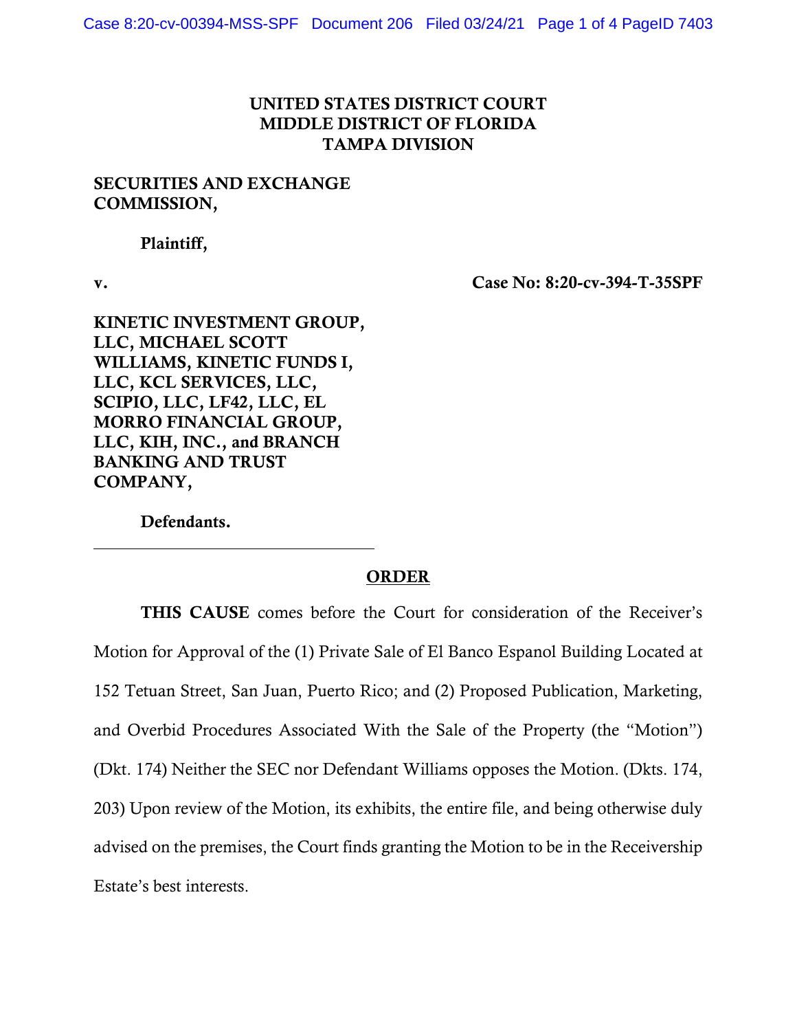**UNITED STATES DISTRICT COURT**
**MIDDLE DISTRICT OF FLORIDA**
**TAMPA DIVISION**

**SECURITIES AND EXCHANGE COMMISSION,**

**Plaintiff,**

**v.** **Case No: 8:20-cv-394-T-35SPF**

**KINETIC INVESTMENT GROUP, LLC, MICHAEL SCOTT WILLIAMS, KINETIC FUNDS I, LLC, KCL SERVICES, LLC, SCIPIO, LLC, LF42, LLC, EL MORRO FINANCIAL GROUP, LLC, KIH, INC., and BRANCH BANKING AND TRUST COMPANY,**

**Defendants.**

---

## ORDER

**THIS CAUSE** comes before the Court for consideration of the Receiver's Motion for Approval of the (1) Private Sale of El Banco Espanol Building Located at 152 Tetuan Street, San Juan, Puerto Rico; and (2) Proposed Publication, Marketing, and Overbid Procedures Associated With the Sale of the Property (the "Motion") (Dkt. 174) Neither the SEC nor Defendant Williams opposes the Motion. (Dkts. 174, 203) Upon review of the Motion, its exhibits, the entire file, and being otherwise duly advised on the premises, the Court finds granting the Motion to be in the Receivership Estate's best interests.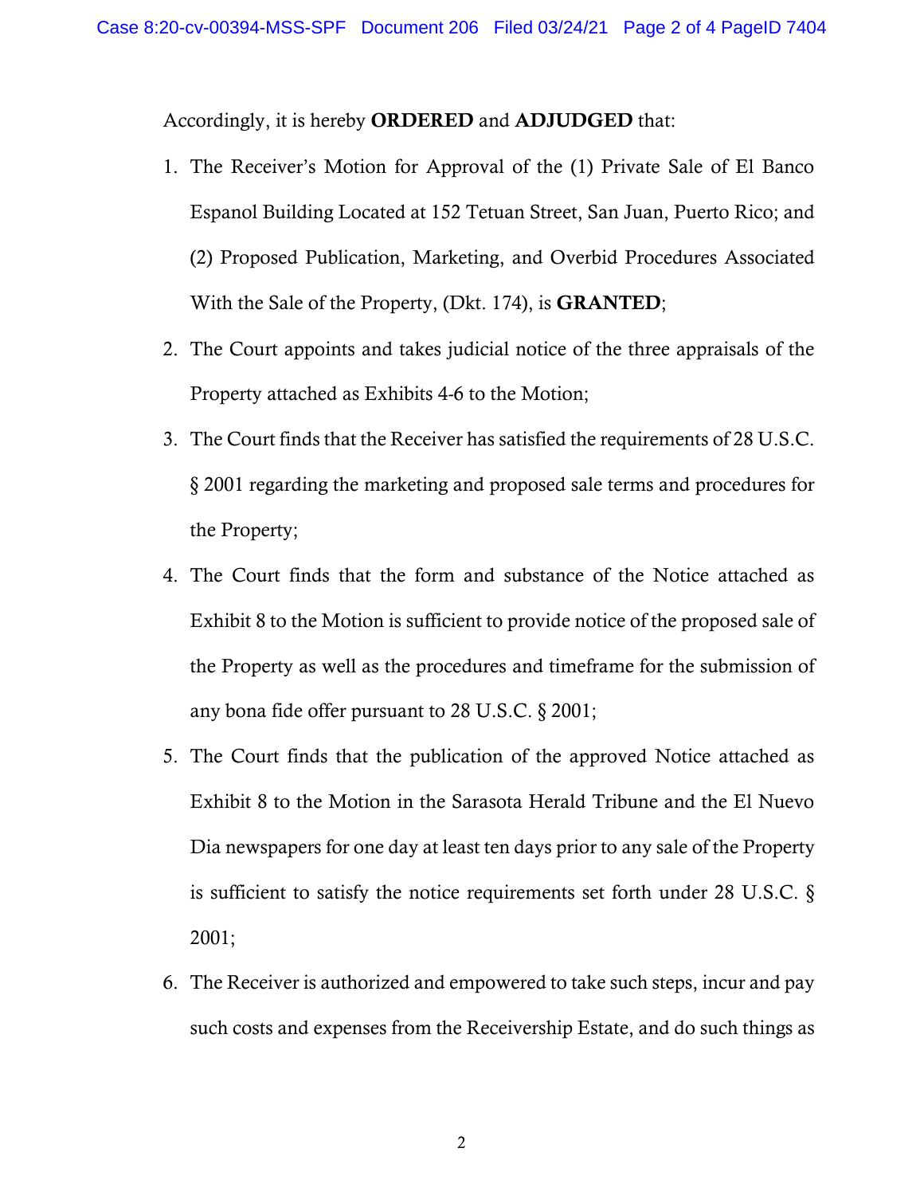Accordingly, it is hereby **ORDERED** and **ADJUDGED** that:

1. The Receiver's Motion for Approval of the (1) Private Sale of El Banco Espanol Building Located at 152 Tetuan Street, San Juan, Puerto Rico; and (2) Proposed Publication, Marketing, and Overbid Procedures Associated With the Sale of the Property, (Dkt. 174), is **GRANTED**;
2. The Court appoints and takes judicial notice of the three appraisals of the Property attached as Exhibits 4-6 to the Motion;
3. The Court finds that the Receiver has satisfied the requirements of 28 U.S.C. § 2001 regarding the marketing and proposed sale terms and procedures for the Property;
4. The Court finds that the form and substance of the Notice attached as Exhibit 8 to the Motion is sufficient to provide notice of the proposed sale of the Property as well as the procedures and timeframe for the submission of any bona fide offer pursuant to 28 U.S.C. § 2001;
5. The Court finds that the publication of the approved Notice attached as Exhibit 8 to the Motion in the Sarasota Herald Tribune and the El Nuevo Dia newspapers for one day at least ten days prior to any sale of the Property is sufficient to satisfy the notice requirements set forth under 28 U.S.C. § 2001;
6. The Receiver is authorized and empowered to take such steps, incur and pay such costs and expenses from the Receivership Estate, and do such things as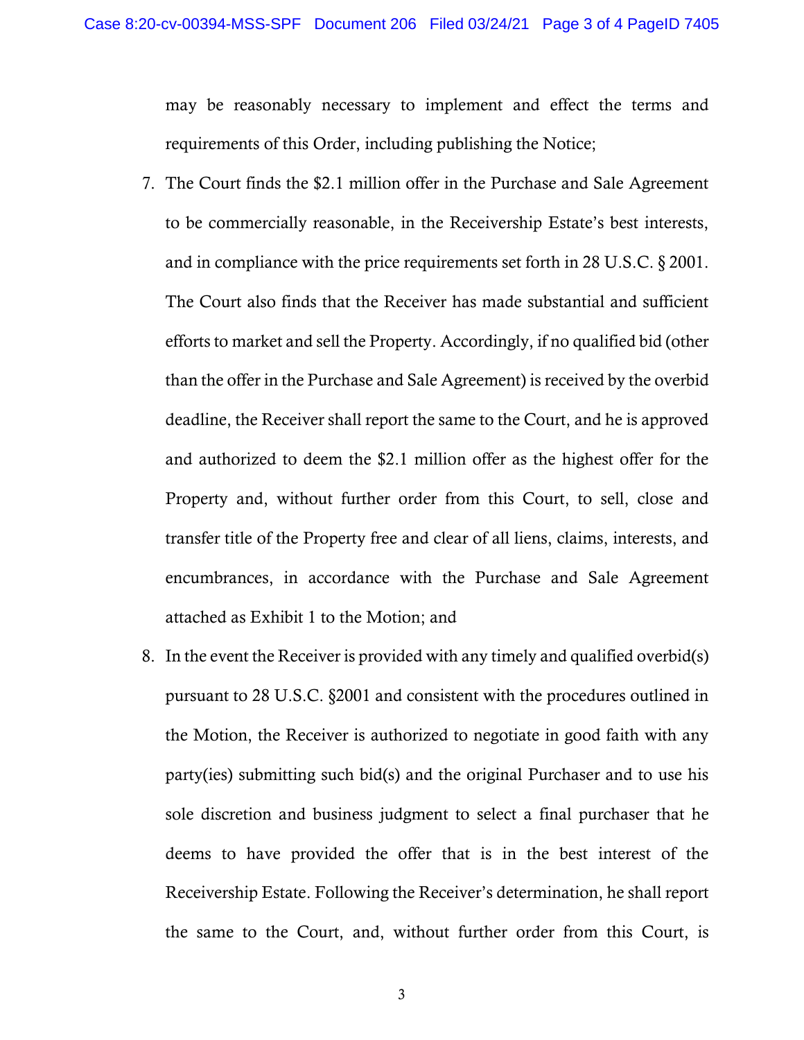may be reasonably necessary to implement and effect the terms and requirements of this Order, including publishing the Notice;

7. The Court finds the $2.1 million offer in the Purchase and Sale Agreement to be commercially reasonable, in the Receivership Estate's best interests, and in compliance with the price requirements set forth in 28 U.S.C. § 2001. The Court also finds that the Receiver has made substantial and sufficient efforts to market and sell the Property. Accordingly, if no qualified bid (other than the offer in the Purchase and Sale Agreement) is received by the overbid deadline, the Receiver shall report the same to the Court, and he is approved and authorized to deem the $2.1 million offer as the highest offer for the Property and, without further order from this Court, to sell, close and transfer title of the Property free and clear of all liens, claims, interests, and encumbrances, in accordance with the Purchase and Sale Agreement attached as Exhibit 1 to the Motion; and

8. In the event the Receiver is provided with any timely and qualified overbid(s) pursuant to 28 U.S.C. §2001 and consistent with the procedures outlined in the Motion, the Receiver is authorized to negotiate in good faith with any party(ies) submitting such bid(s) and the original Purchaser and to use his sole discretion and business judgment to select a final purchaser that he deems to have provided the offer that is in the best interest of the Receivership Estate. Following the Receiver's determination, he shall report the same to the Court, and, without further order from this Court, is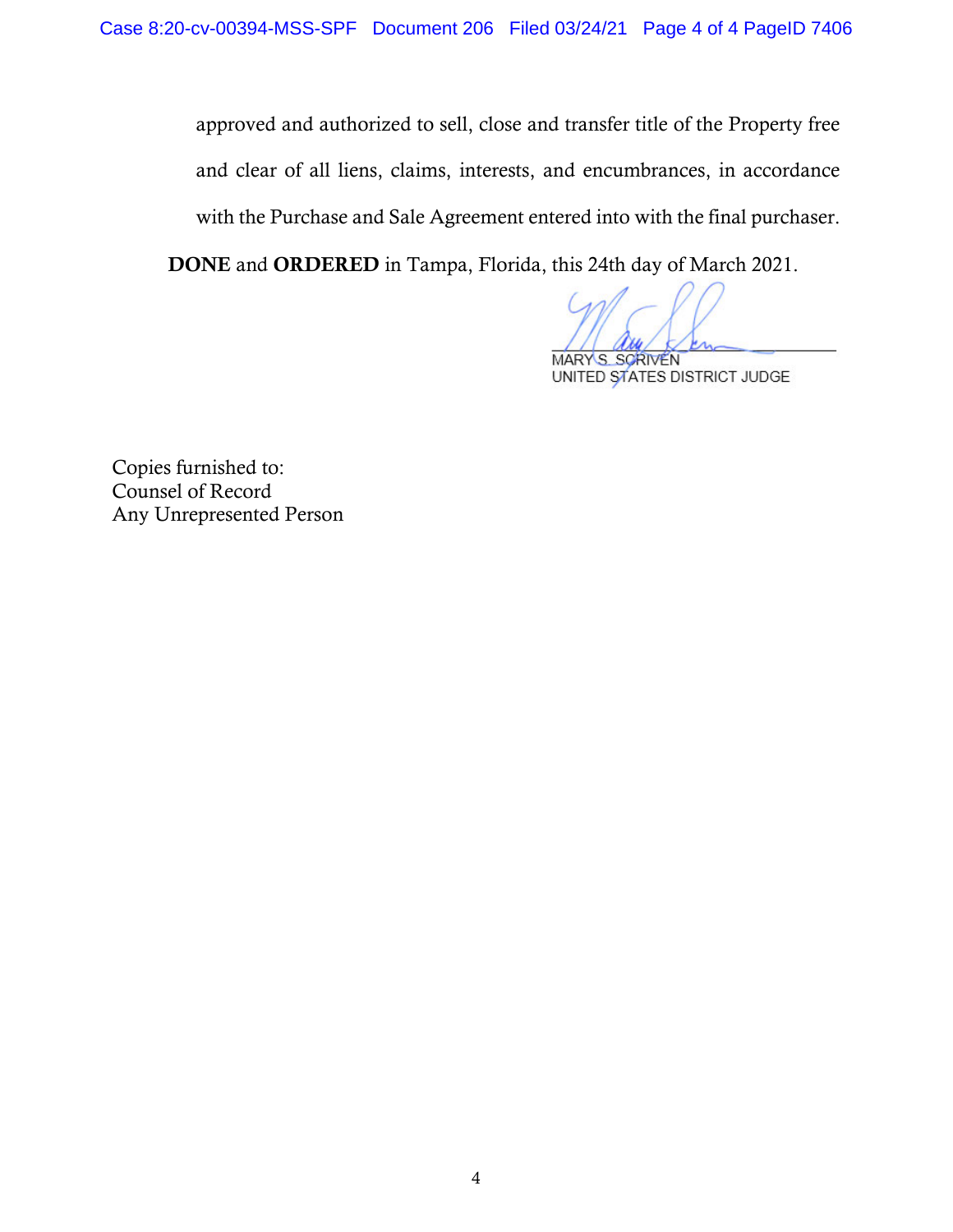approved and authorized to sell, close and transfer title of the Property free and clear of all liens, claims, interests, and encumbrances, in accordance with the Purchase and Sale Agreement entered into with the final purchaser.

**DONE** and **ORDERED** in Tampa, Florida, this 24th day of March 2021.

MARY S. SCRIVEN
UNITED STATES DISTRICT JUDGE

Copies furnished to:
Counsel of Record
Any Unrepresented Person